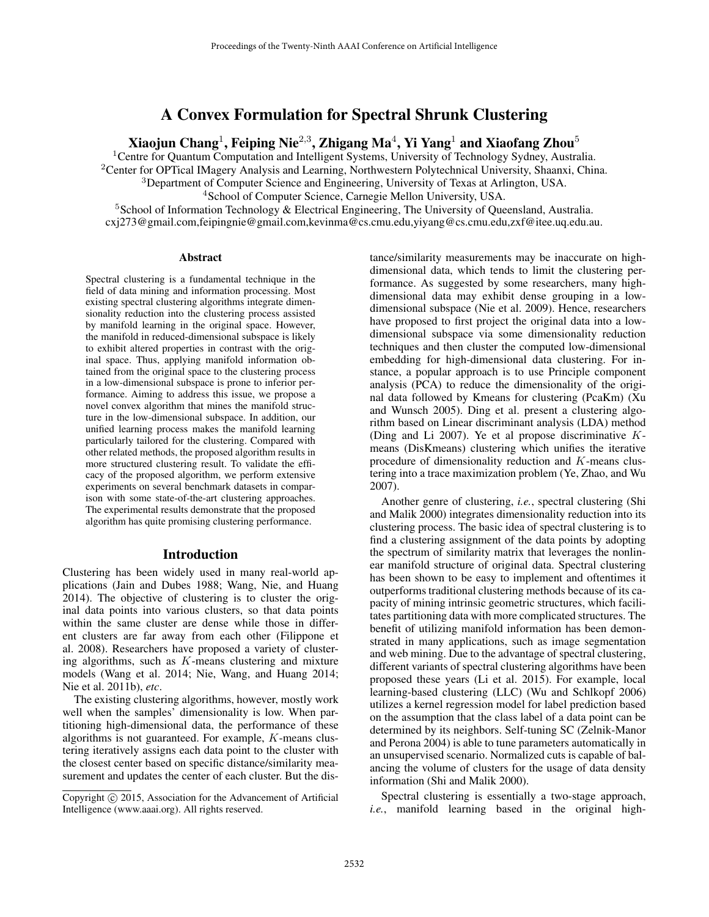# A Convex Formulation for Spectral Shrunk Clustering

**Xiaojun Chang[1], Feiping Nie[2,3], Zhigang Ma[4], Yi Yang[1] and Xiaofang Zhou[5]**

[1]Centre for Quantum Computation and Intelligent Systems, University of Technology Sydney, Australia.
[2]Center for OPTical IMagery Analysis and Learning, Northwestern Polytechnical University, Shaanxi, China.
[3]Department of Computer Science and Engineering, University of Texas at Arlington, USA.
[4]School of Computer Science, Carnegie Mellon University, USA.
[5]School of Information Technology & Electrical Engineering, The University of Queensland, Australia.
cxj273@gmail.com,feipingnie@gmail.com,kevinma@cs.cmu.edu,yiyang@cs.cmu.edu,zxf@itee.uq.edu.au.

## Abstract

Spectral clustering is a fundamental technique in the field of data mining and information processing. Most existing spectral clustering algorithms integrate dimensionality reduction into the clustering process assisted by manifold learning in the original space. However, the manifold in reduced-dimensional subspace is likely to exhibit altered properties in contrast with the original space. Thus, applying manifold information obtained from the original space to the clustering process in a low-dimensional subspace is prone to inferior performance. Aiming to address this issue, we propose a novel convex algorithm that mines the manifold structure in the low-dimensional subspace. In addition, our unified learning process makes the manifold learning particularly tailored for the clustering. Compared with other related methods, the proposed algorithm results in more structured clustering result. To validate the efficacy of the proposed algorithm, we perform extensive experiments on several benchmark datasets in comparison with some state-of-the-art clustering approaches. The experimental results demonstrate that the proposed algorithm has quite promising clustering performance.

## Introduction

Clustering has been widely used in many real-world applications (Jain and Dubes 1988; Wang, Nie, and Huang 2014). The objective of clustering is to cluster the original data points into various clusters, so that data points within the same cluster are dense while those in different clusters are far away from each other (Filippone et al. 2008). Researchers have proposed a variety of clustering algorithms, such as $K$-means clustering and mixture models (Wang et al. 2014; Nie, Wang, and Huang 2014; Nie et al. 2011b), *etc*.

The existing clustering algorithms, however, mostly work well when the samples' dimensionality is low. When partitioning high-dimensional data, the performance of these algorithms is not guaranteed. For example, $K$-means clustering iteratively assigns each data point to the cluster with the closest center based on specific distance/similarity measurement and updates the center of each cluster. But the distance/similarity measurements may be inaccurate on high-dimensional data, which tends to limit the clustering performance. As suggested by some researchers, many high-dimensional data may exhibit dense grouping in a low-dimensional subspace (Nie et al. 2009). Hence, researchers have proposed to first project the original data into a low-dimensional subspace via some dimensionality reduction techniques and then cluster the computed low-dimensional embedding for high-dimensional data clustering. For instance, a popular approach is to use Principle component analysis (PCA) to reduce the dimensionality of the original data followed by Kmeans for clustering (PcaKm) (Xu and Wunsch 2005). Ding et al. present a clustering algorithm based on Linear discriminant analysis (LDA) method (Ding and Li 2007). Ye et al propose discriminative $K$-means (DisKmeans) clustering which unifies the iterative procedure of dimensionality reduction and $K$-means clustering into a trace maximization problem (Ye, Zhao, and Wu 2007).

Another genre of clustering, *i.e.*, spectral clustering (Shi and Malik 2000) integrates dimensionality reduction into its clustering process. The basic idea of spectral clustering is to find a clustering assignment of the data points by adopting the spectrum of similarity matrix that leverages the nonlinear manifold structure of original data. Spectral clustering has been shown to be easy to implement and oftentimes it outperforms traditional clustering methods because of its capacity of mining intrinsic geometric structures, which facilitates partitioning data with more complicated structures. The benefit of utilizing manifold information has been demonstrated in many applications, such as image segmentation and web mining. Due to the advantage of spectral clustering, different variants of spectral clustering algorithms have been proposed these years (Li et al. 2015). For example, local learning-based clustering (LLC) (Wu and Schlkopf 2006) utilizes a kernel regression model for label prediction based on the assumption that the class label of a data point can be determined by its neighbors. Self-tuning SC (Zelnik-Manor and Perona 2004) is able to tune parameters automatically in an unsupervised scenario. Normalized cuts is capable of balancing the volume of clusters for the usage of data density information (Shi and Malik 2000).

Spectral clustering is essentially a two-stage approach, *i.e.*, manifold learning based in the original high-

Copyright © 2015, Association for the Advancement of Artificial Intelligence (www.aaai.org). All rights reserved.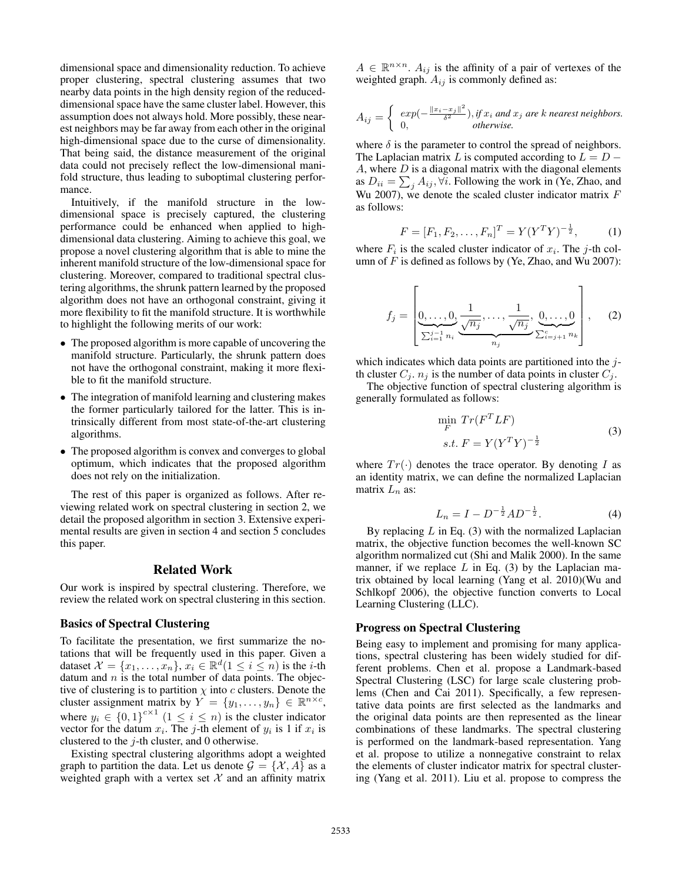dimensional space and dimensionality reduction. To achieve proper clustering, spectral clustering assumes that two nearby data points in the high density region of the reduced-dimensional space have the same cluster label. However, this assumption does not always hold. More possibly, these nearest neighbors may be far away from each other in the original high-dimensional space due to the curse of dimensionality. That being said, the distance measurement of the original data could not precisely reflect the low-dimensional manifold structure, thus leading to suboptimal clustering performance.

Intuitively, if the manifold structure in the low-dimensional space is precisely captured, the clustering performance could be enhanced when applied to high-dimensional data clustering. Aiming to achieve this goal, we propose a novel clustering algorithm that is able to mine the inherent manifold structure of the low-dimensional space for clustering. Moreover, compared to traditional spectral clustering algorithms, the shrunk pattern learned by the proposed algorithm does not have an orthogonal constraint, giving it more flexibility to fit the manifold structure. It is worthwhile to highlight the following merits of our work:

- The proposed algorithm is more capable of uncovering the manifold structure. Particularly, the shrunk pattern does not have the orthogonal constraint, making it more flexible to fit the manifold structure.
- The integration of manifold learning and clustering makes the former particularly tailored for the latter. This is intrinsically different from most state-of-the-art clustering algorithms.
- The proposed algorithm is convex and converges to global optimum, which indicates that the proposed algorithm does not rely on the initialization.

The rest of this paper is organized as follows. After reviewing related work on spectral clustering in section 2, we detail the proposed algorithm in section 3. Extensive experimental results are given in section 4 and section 5 concludes this paper.

## Related Work

Our work is inspired by spectral clustering. Therefore, we review the related work on spectral clustering in this section.

### Basics of Spectral Clustering

To facilitate the presentation, we first summarize the notations that will be frequently used in this paper. Given a dataset $\mathcal{X} = \{x_1, \ldots, x_n\}$, $x_i \in \mathbb{R}^d (1 \leq i \leq n)$ is the $i$-th datum and $n$ is the total number of data points. The objective of clustering is to partition $\chi$ into $c$ clusters. Denote the cluster assignment matrix by $Y = \{y_1, \ldots, y_n\} \in \mathbb{R}^{n \times c}$, where $y_i \in \{0,1\}^{c \times 1}$ $(1 \leq i \leq n)$ is the cluster indicator vector for the datum $x_i$. The $j$-th element of $y_i$ is 1 if $x_i$ is clustered to the $j$-th cluster, and 0 otherwise.

Existing spectral clustering algorithms adopt a weighted graph to partition the data. Let us denote $\mathcal{G} = \{\mathcal{X}, A\}$ as a weighted graph with a vertex set $\mathcal{X}$ and an affinity matrix $A \in \mathbb{R}^{n \times n}$. $A_{ij}$ is the affinity of a pair of vertexes of the weighted graph. $A_{ij}$ is commonly defined as:

$$A_{ij} = \begin{cases} exp(-\frac{\|x_i - x_j\|^2}{\delta^2}), & \textit{if } x_i \textit{ and } x_j \textit{ are k nearest neighbors.} \\ 0, & \textit{otherwise.} \end{cases}$$

where $\delta$ is the parameter to control the spread of neighbors. The Laplacian matrix $L$ is computed according to $L = D - A$, where $D$ is a diagonal matrix with the diagonal elements as $D_{ii} = \sum_j A_{ij}, \forall i$. Following the work in (Ye, Zhao, and Wu 2007), we denote the scaled cluster indicator matrix $F$ as follows:

$$F = [F_1, F_2, \ldots, F_n]^T = Y(Y^TY)^{-\frac{1}{2}}, \tag{1}$$

where $F_i$ is the scaled cluster indicator of $x_i$. The $j$-th column of $F$ is defined as follows by (Ye, Zhao, and Wu 2007):

$$f_j = \left[\underbrace{0, \ldots, 0}_{\sum_{i=1}^{j-1} n_i}, \underbrace{\frac{1}{\sqrt{n_j}}, \ldots, \frac{1}{\sqrt{n_j}}}_{n_j}, \underbrace{0, \ldots, 0}_{\sum_{i=j+1}^{c} n_k}\right], \tag{2}$$

which indicates which data points are partitioned into the $j$-th cluster $C_j$. $n_j$ is the number of data points in cluster $C_j$.

The objective function of spectral clustering algorithm is generally formulated as follows:

$$\begin{aligned} &\min_F \; Tr(F^T LF) \\ &s.t. \; F = Y(Y^TY)^{-\frac{1}{2}} \end{aligned} \tag{3}$$

where $Tr(\cdot)$ denotes the trace operator. By denoting $I$ as an identity matrix, we can define the normalized Laplacian matrix $L_n$ as:

$$L_n = I - D^{-\frac{1}{2}} A D^{-\frac{1}{2}}. \tag{4}$$

By replacing $L$ in Eq. (3) with the normalized Laplacian matrix, the objective function becomes the well-known SC algorithm normalized cut (Shi and Malik 2000). In the same manner, if we replace $L$ in Eq. (3) by the Laplacian matrix obtained by local learning (Yang et al. 2010)(Wu and Schlkopf 2006), the objective function converts to Local Learning Clustering (LLC).

### Progress on Spectral Clustering

Being easy to implement and promising for many applications, spectral clustering has been widely studied for different problems. Chen et al. propose a Landmark-based Spectral Clustering (LSC) for large scale clustering problems (Chen and Cai 2011). Specifically, a few representative data points are first selected as the landmarks and the original data points are then represented as the linear combinations of these landmarks. The spectral clustering is performed on the landmark-based representation. Yang et al. propose to utilize a nonnegative constraint to relax the elements of cluster indicator matrix for spectral clustering (Yang et al. 2011). Liu et al. propose to compress the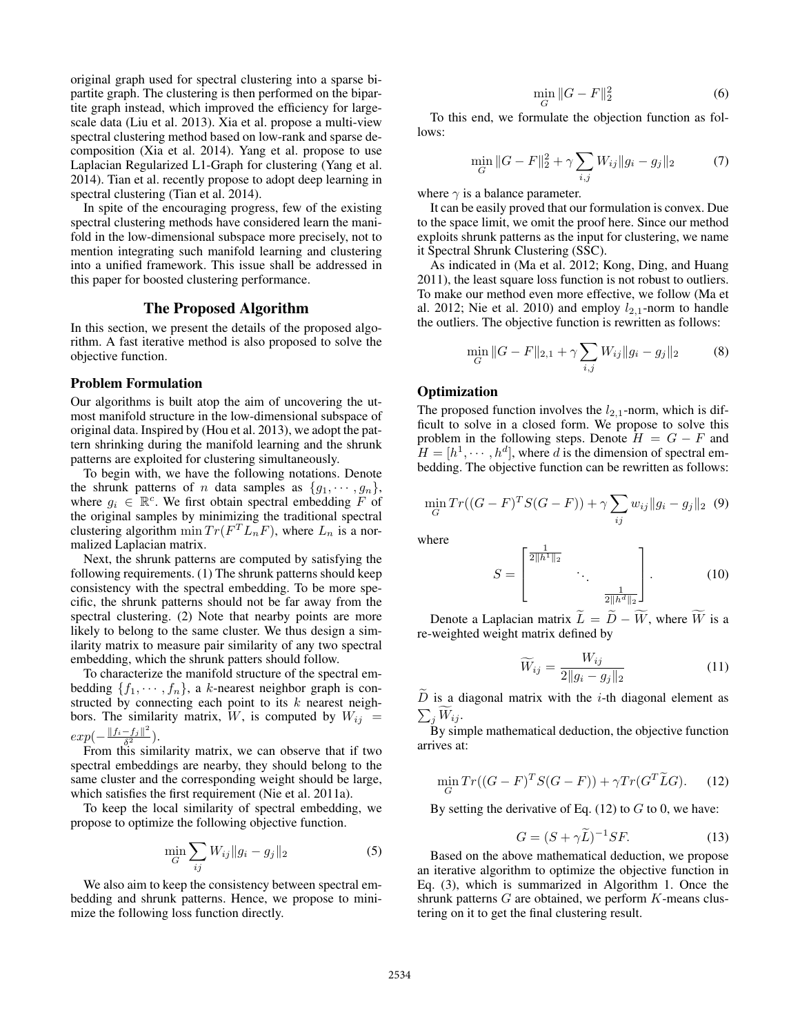original graph used for spectral clustering into a sparse bipartite graph. The clustering is then performed on the bipartite graph instead, which improved the efficiency for large-scale data (Liu et al. 2013). Xia et al. propose a multi-view spectral clustering method based on low-rank and sparse decomposition (Xia et al. 2014). Yang et al. propose to use Laplacian Regularized L1-Graph for clustering (Yang et al. 2014). Tian et al. recently propose to adopt deep learning in spectral clustering (Tian et al. 2014).

In spite of the encouraging progress, few of the existing spectral clustering methods have considered learn the manifold in the low-dimensional subspace more precisely, not to mention integrating such manifold learning and clustering into a unified framework. This issue shall be addressed in this paper for boosted clustering performance.

## The Proposed Algorithm

In this section, we present the details of the proposed algorithm. A fast iterative method is also proposed to solve the objective function.

### Problem Formulation

Our algorithms is built atop the aim of uncovering the utmost manifold structure in the low-dimensional subspace of original data. Inspired by (Hou et al. 2013), we adopt the pattern shrinking during the manifold learning and the shrunk patterns are exploited for clustering simultaneously.

To begin with, we have the following notations. Denote the shrunk patterns of $n$ data samples as $\{g_1, \cdots, g_n\}$, where $g_i \in \mathbb{R}^c$. We first obtain spectral embedding $F$ of the original samples by minimizing the traditional spectral clustering algorithm $\min Tr(F^T L_n F)$, where $L_n$ is a normalized Laplacian matrix.

Next, the shrunk patterns are computed by satisfying the following requirements. (1) The shrunk patterns should keep consistency with the spectral embedding. To be more specific, the shrunk patterns should not be far away from the spectral clustering. (2) Note that nearby points are more likely to belong to the same cluster. We thus design a similarity matrix to measure pair similarity of any two spectral embedding, which the shrunk patters should follow.

To characterize the manifold structure of the spectral embedding $\{f_1, \cdots, f_n\}$, a $k$-nearest neighbor graph is constructed by connecting each point to its $k$ nearest neighbors. The similarity matrix, $W$, is computed by $W_{ij} = exp(-\frac{\|f_i - f_j\|^2}{\delta^2})$.

From this similarity matrix, we can observe that if two spectral embeddings are nearby, they should belong to the same cluster and the corresponding weight should be large, which satisfies the first requirement (Nie et al. 2011a).

To keep the local similarity of spectral embedding, we propose to optimize the following objective function.

$$\min_G \sum_{ij} W_{ij} \|g_i - g_j\|_2 \tag{5}$$

We also aim to keep the consistency between spectral embedding and shrunk patterns. Hence, we propose to minimize the following loss function directly.

$$\min_G \|G - F\|_2^2 \tag{6}$$

To this end, we formulate the objection function as follows:

$$\min_G \|G - F\|_2^2 + \gamma \sum_{i,j} W_{ij} \|g_i - g_j\|_2 \tag{7}$$

where $\gamma$ is a balance parameter.

It can be easily proved that our formulation is convex. Due to the space limit, we omit the proof here. Since our method exploits shrunk patterns as the input for clustering, we name it Spectral Shrunk Clustering (SSC).

As indicated in (Ma et al. 2012; Kong, Ding, and Huang 2011), the least square loss function is not robust to outliers. To make our method even more effective, we follow (Ma et al. 2012; Nie et al. 2010) and employ $l_{2,1}$-norm to handle the outliers. The objective function is rewritten as follows:

$$\min_G \|G - F\|_{2,1} + \gamma \sum_{i,j} W_{ij} \|g_i - g_j\|_2 \tag{8}$$

### Optimization

The proposed function involves the $l_{2,1}$-norm, which is difficult to solve in a closed form. We propose to solve this problem in the following steps. Denote $H = G - F$ and $H = [h^1, \cdots, h^d]$, where $d$ is the dimension of spectral embedding. The objective function can be rewritten as follows:

$$\min_G Tr((G - F)^T S (G - F)) + \gamma \sum_{ij} w_{ij} \|g_i - g_j\|_2 \tag{9}$$

where

$$S = \begin{bmatrix} \frac{1}{2\|h^1\|_2} & & \\ & \ddots & \\ & & \frac{1}{2\|h^d\|_2} \end{bmatrix}. \tag{10}$$

Denote a Laplacian matrix $\widetilde{L} = \widetilde{D} - \widetilde{W}$, where $\widetilde{W}$ is a re-weighted weight matrix defined by

$$\widetilde{W}_{ij} = \frac{W_{ij}}{2\|g_i - g_j\|_2} \tag{11}$$

$\widetilde{D}$ is a diagonal matrix with the $i$-th diagonal element as $\sum_j \widetilde{W}_{ij}$.

By simple mathematical deduction, the objective function arrives at:

$$\min_G Tr((G - F)^T S (G - F)) + \gamma Tr(G^T \widetilde{L} G). \tag{12}$$

By setting the derivative of Eq. (12) to $G$ to 0, we have:

$$G = (S + \gamma \widetilde{L})^{-1} S F. \tag{13}$$

Based on the above mathematical deduction, we propose an iterative algorithm to optimize the objective function in Eq. (3), which is summarized in Algorithm 1. Once the shrunk patterns $G$ are obtained, we perform $K$-means clustering on it to get the final clustering result.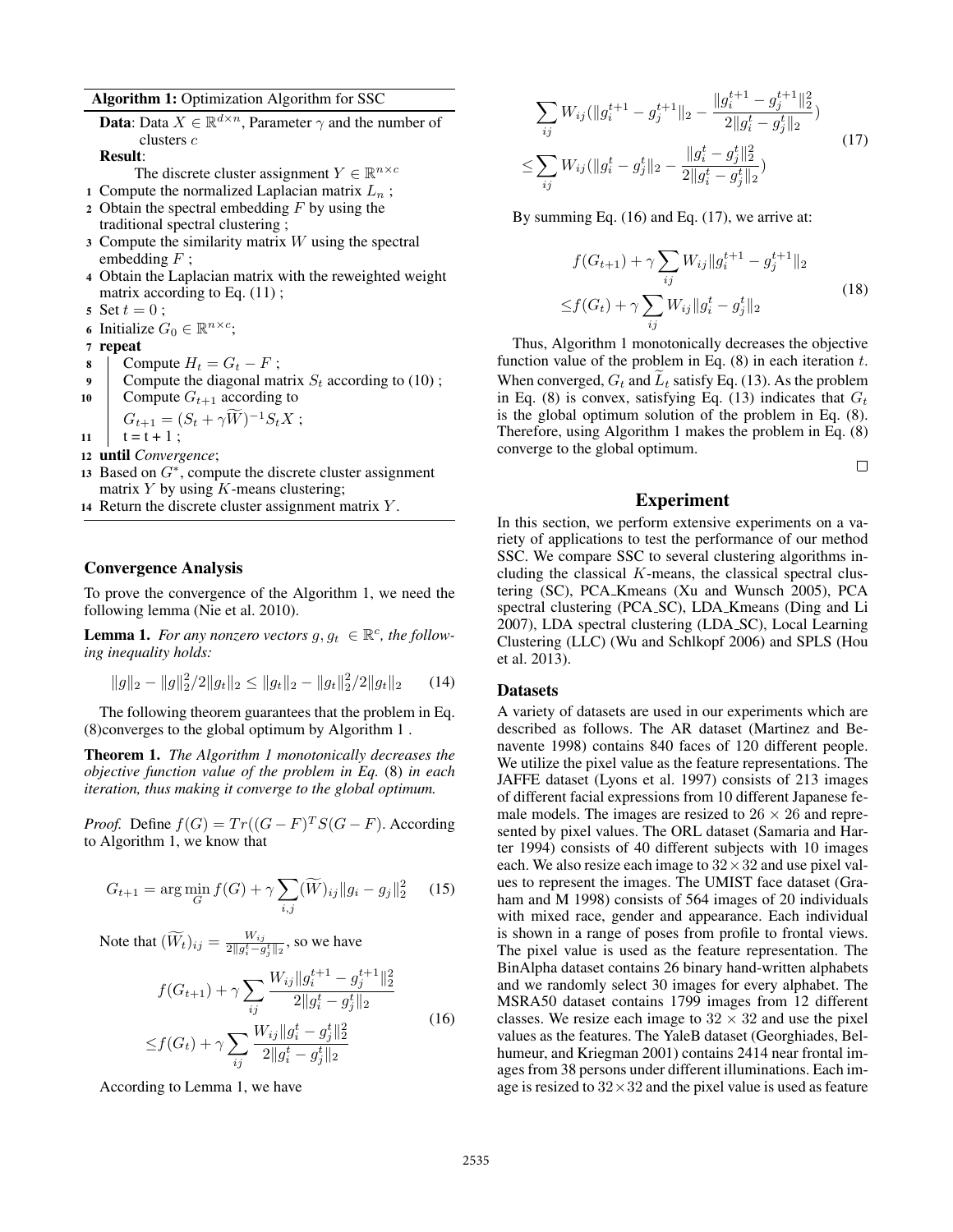**Algorithm 1:** Optimization Algorithm for SSC

**Data**: Data $X \in \mathbb{R}^{d \times n}$, Parameter $\gamma$ and the number of clusters $c$

**Result**:
The discrete cluster assignment $Y \in \mathbb{R}^{n \times c}$

1. Compute the normalized Laplacian matrix $L_n$ ;
2. Obtain the spectral embedding $F$ by using the traditional spectral clustering ;
3. Compute the similarity matrix $W$ using the spectral embedding $F$ ;
4. Obtain the Laplacian matrix with the reweighted weight matrix according to Eq. (11) ;
5. Set $t = 0$ ;
6. Initialize $G_0 \in \mathbb{R}^{n \times c}$;
7. **repeat**
8. Compute $H_t = G_t - F$ ;
9. Compute the diagonal matrix $S_t$ according to (10) ;
10. Compute $G_{t+1}$ according to $G_{t+1} = (S_t + \gamma \widetilde{W})^{-1} S_t X$ ;
11. t = t + 1 ;
12. **until** *Convergence*;
13. Based on $G^*$, compute the discrete cluster assignment matrix $Y$ by using $K$-means clustering;
14. Return the discrete cluster assignment matrix $Y$.

### Convergence Analysis

To prove the convergence of the Algorithm 1, we need the following lemma (Nie et al. 2010).

**Lemma 1.** *For any nonzero vectors $g, g_t \in \mathbb{R}^c$, the following inequality holds:*

$$\|g\|_2 - \|g\|_2^2/2\|g_t\|_2 \leq \|g_t\|_2 - \|g_t\|_2^2/2\|g_t\|_2 \tag{14}$$

The following theorem guarantees that the problem in Eq. (8)converges to the global optimum by Algorithm 1 .

**Theorem 1.** *The Algorithm 1 monotonically decreases the objective function value of the problem in Eq.* (8) *in each iteration, thus making it converge to the global optimum.*

*Proof.* Define $f(G) = Tr((G-F)^T S(G-F)$. According to Algorithm 1, we know that

$$G_{t+1} = \arg\min_G f(G) + \gamma \sum_{i,j} (\widetilde{W})_{ij} \|g_i - g_j\|_2^2 \tag{15}$$

Note that $(\widetilde{W}_t)_{ij} = \frac{W_{ij}}{2\|g_i^t - g_j^t\|_2}$, so we have

$$\begin{aligned} & f(G_{t+1}) + \gamma \sum_{ij} \frac{W_{ij}\|g_i^{t+1} - g_j^{t+1}\|_2^2}{2\|g_i^t - g_j^t\|_2} \\ \leq & f(G_t) + \gamma \sum_{ij} \frac{W_{ij}\|g_i^t - g_j^t\|_2^2}{2\|g_i^t - g_j^t\|_2} \end{aligned} \tag{16}$$

According to Lemma 1, we have

$$\begin{aligned} & \sum_{ij} W_{ij}(\|g_i^{t+1} - g_j^{t+1}\|_2 - \frac{\|g_i^{t+1} - g_j^{t+1}\|_2^2}{2\|g_i^t - g_j^t\|_2}) \\ \leq & \sum_{ij} W_{ij}(\|g_i^t - g_j^t\|_2 - \frac{\|g_i^t - g_j^t\|_2^2}{2\|g_i^t - g_j^t\|_2}) \end{aligned} \tag{17}$$

By summing Eq. (16) and Eq. (17), we arrive at:

$$\begin{aligned} & f(G_{t+1}) + \gamma \sum_{ij} W_{ij}\|g_i^{t+1} - g_j^{t+1}\|_2 \\ \leq & f(G_t) + \gamma \sum_{ij} W_{ij}\|g_i^t - g_j^t\|_2 \end{aligned} \tag{18}$$

Thus, Algorithm 1 monotonically decreases the objective function value of the problem in Eq. (8) in each iteration $t$. When converged, $G_t$ and $\widetilde{L}_t$ satisfy Eq. (13). As the problem in Eq. (8) is convex, satisfying Eq. (13) indicates that $G_t$ is the global optimum solution of the problem in Eq. (8). Therefore, using Algorithm 1 makes the problem in Eq. (8) converge to the global optimum.

□

## Experiment

In this section, we perform extensive experiments on a variety of applications to test the performance of our method SSC. We compare SSC to several clustering algorithms including the classical $K$-means, the classical spectral clustering (SC), PCA_Kmeans (Xu and Wunsch 2005), PCA spectral clustering (PCA_SC), LDA_Kmeans (Ding and Li 2007), LDA spectral clustering (LDA_SC), Local Learning Clustering (LLC) (Wu and Schlkopf 2006) and SPLS (Hou et al. 2013).

### Datasets

A variety of datasets are used in our experiments which are described as follows. The AR dataset (Martinez and Benavente 1998) contains 840 faces of 120 different people. We utilize the pixel value as the feature representations. The JAFFE dataset (Lyons et al. 1997) consists of 213 images of different facial expressions from 10 different Japanese female models. The images are resized to $26 \times 26$ and represented by pixel values. The ORL dataset (Samaria and Harter 1994) consists of 40 different subjects with 10 images each. We also resize each image to $32 \times 32$ and use pixel values to represent the images. The UMIST face dataset (Graham and M 1998) consists of 564 images of 20 individuals with mixed race, gender and appearance. Each individual is shown in a range of poses from profile to frontal views. The pixel value is used as the feature representation. The BinAlpha dataset contains 26 binary hand-written alphabets and we randomly select 30 images for every alphabet. The MSRA50 dataset contains 1799 images from 12 different classes. We resize each image to $32 \times 32$ and use the pixel values as the features. The YaleB dataset (Georghiades, Belhumeur, and Kriegman 2001) contains 2414 near frontal images from 38 persons under different illuminations. Each image is resized to $32 \times 32$ and the pixel value is used as feature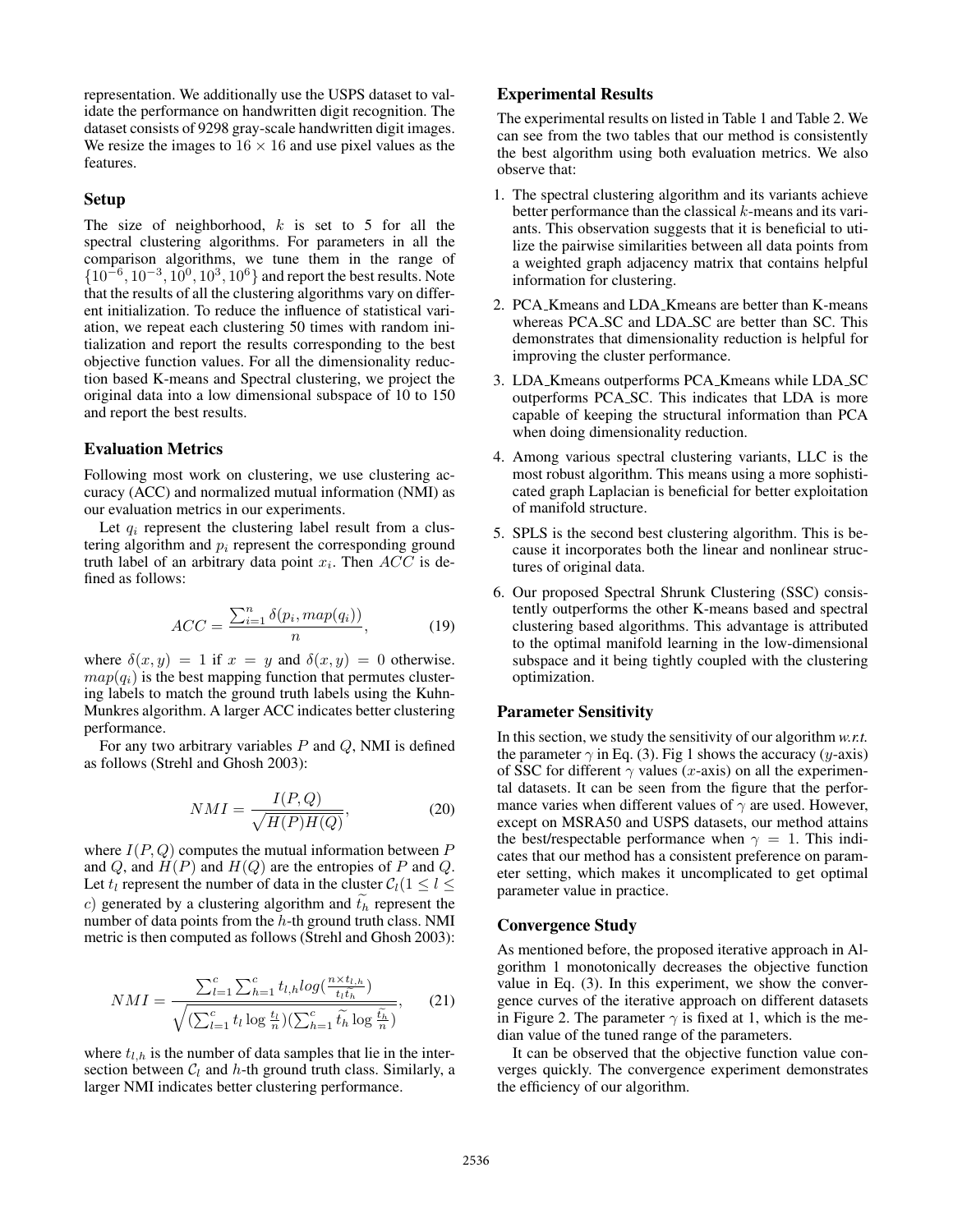representation. We additionally use the USPS dataset to validate the performance on handwritten digit recognition. The dataset consists of 9298 gray-scale handwritten digit images. We resize the images to $16 \times 16$ and use pixel values as the features.

### Setup

The size of neighborhood, $k$ is set to 5 for all the spectral clustering algorithms. For parameters in all the comparison algorithms, we tune them in the range of $\{10^{-6}, 10^{-3}, 10^{0}, 10^{3}, 10^{6}\}$ and report the best results. Note that the results of all the clustering algorithms vary on different initialization. To reduce the influence of statistical variation, we repeat each clustering 50 times with random initialization and report the results corresponding to the best objective function values. For all the dimensionality reduction based K-means and Spectral clustering, we project the original data into a low dimensional subspace of 10 to 150 and report the best results.

### Evaluation Metrics

Following most work on clustering, we use clustering accuracy (ACC) and normalized mutual information (NMI) as our evaluation metrics in our experiments.

Let $q_i$ represent the clustering label result from a clustering algorithm and $p_i$ represent the corresponding ground truth label of an arbitrary data point $x_i$. Then $ACC$ is defined as follows:

$$ACC = \frac{\sum_{i=1}^{n} \delta(p_i, map(q_i))}{n}, \tag{19}$$

where $\delta(x, y) = 1$ if $x = y$ and $\delta(x, y) = 0$ otherwise. $map(q_i)$ is the best mapping function that permutes clustering labels to match the ground truth labels using the Kuhn-Munkres algorithm. A larger ACC indicates better clustering performance.

For any two arbitrary variables $P$ and $Q$, NMI is defined as follows (Strehl and Ghosh 2003):

$$NMI = \frac{I(P, Q)}{\sqrt{H(P)H(Q)}}, \tag{20}$$

where $I(P, Q)$ computes the mutual information between $P$ and $Q$, and $H(P)$ and $H(Q)$ are the entropies of $P$ and $Q$. Let $t_l$ represent the number of data in the cluster $\mathcal{C}_l (1 \leq l \leq c)$ generated by a clustering algorithm and $\widetilde{t_h}$ represent the number of data points from the $h$-th ground truth class. NMI metric is then computed as follows (Strehl and Ghosh 2003):

$$NMI = \frac{\sum_{l=1}^{c} \sum_{h=1}^{c} t_{l,h} log(\frac{n \times t_{l,h}}{t_l \widetilde{t_h}})}{\sqrt{(\sum_{l=1}^{c} t_l \log \frac{t_l}{n})(\sum_{h=1}^{c} \widetilde{t_h} \log \frac{\widetilde{t_h}}{n})}}, \tag{21}$$

where $t_{l,h}$ is the number of data samples that lie in the intersection between $\mathcal{C}_l$ and $h$-th ground truth class. Similarly, a larger NMI indicates better clustering performance.

### Experimental Results

The experimental results on listed in Table 1 and Table 2. We can see from the two tables that our method is consistently the best algorithm using both evaluation metrics. We also observe that:

1. The spectral clustering algorithm and its variants achieve better performance than the classical $k$-means and its variants. This observation suggests that it is beneficial to utilize the pairwise similarities between all data points from a weighted graph adjacency matrix that contains helpful information for clustering.
2. PCA_Kmeans and LDA_Kmeans are better than K-means whereas PCA_SC and LDA_SC are better than SC. This demonstrates that dimensionality reduction is helpful for improving the cluster performance.
3. LDA_Kmeans outperforms PCA_Kmeans while LDA_SC outperforms PCA_SC. This indicates that LDA is more capable of keeping the structural information than PCA when doing dimensionality reduction.
4. Among various spectral clustering variants, LLC is the most robust algorithm. This means using a more sophisticated graph Laplacian is beneficial for better exploitation of manifold structure.
5. SPLS is the second best clustering algorithm. This is because it incorporates both the linear and nonlinear structures of original data.
6. Our proposed Spectral Shrunk Clustering (SSC) consistently outperforms the other K-means based and spectral clustering based algorithms. This advantage is attributed to the optimal manifold learning in the low-dimensional subspace and it being tightly coupled with the clustering optimization.

### Parameter Sensitivity

In this section, we study the sensitivity of our algorithm *w.r.t.* the parameter $\gamma$ in Eq. (3). Fig 1 shows the accuracy ($y$-axis) of SSC for different $\gamma$ values ($x$-axis) on all the experimental datasets. It can be seen from the figure that the performance varies when different values of $\gamma$ are used. However, except on MSRA50 and USPS datasets, our method attains the best/respectable performance when $\gamma = 1$. This indicates that our method has a consistent preference on parameter setting, which makes it uncomplicated to get optimal parameter value in practice.

### Convergence Study

As mentioned before, the proposed iterative approach in Algorithm 1 monotonically decreases the objective function value in Eq. (3). In this experiment, we show the convergence curves of the iterative approach on different datasets in Figure 2. The parameter $\gamma$ is fixed at 1, which is the median value of the tuned range of the parameters.

It can be observed that the objective function value converges quickly. The convergence experiment demonstrates the efficiency of our algorithm.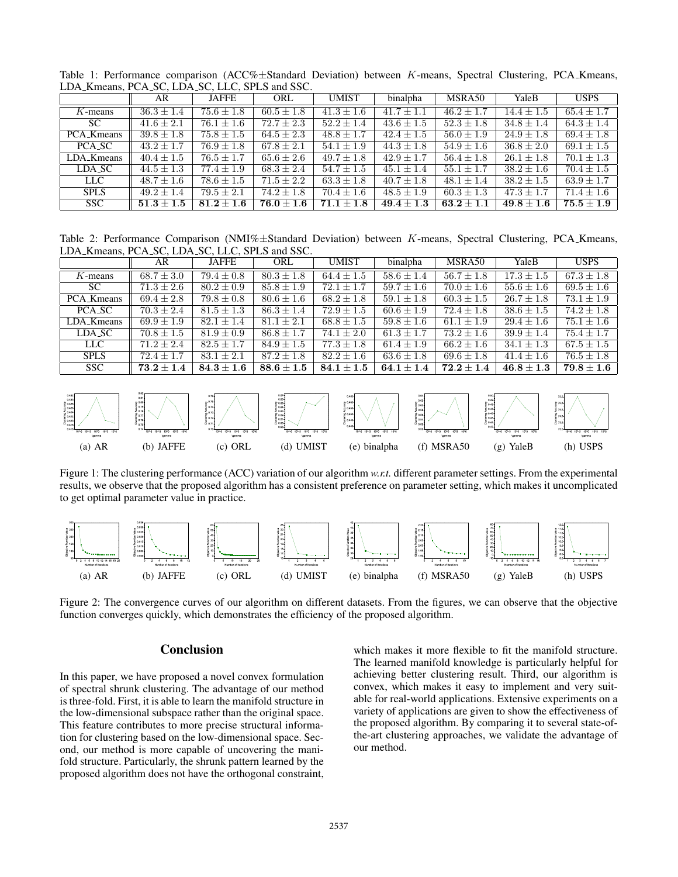Table 1: Performance comparison (ACC%±Standard Deviation) between $K$-means, Spectral Clustering, PCA_Kmeans, LDA_Kmeans, PCA_SC, LDA_SC, LLC, SPLS and SSC.

| | AR | JAFFE | ORL | UMIST | binalpha | MSRA50 | YaleB | USPS |
|---|---|---|---|---|---|---|---|---|
| $K$-means | $36.3 \pm 1.4$ | $75.6 \pm 1.8$ | $60.5 \pm 1.8$ | $41.3 \pm 1.6$ | $41.7 \pm 1.1$ | $46.2 \pm 1.7$ | $14.4 \pm 1.5$ | $65.4 \pm 1.7$ |
| SC | $41.6 \pm 2.1$ | $76.1 \pm 1.6$ | $72.7 \pm 2.3$ | $52.2 \pm 1.4$ | $43.6 \pm 1.5$ | $52.3 \pm 1.8$ | $34.8 \pm 1.4$ | $64.3 \pm 1.4$ |
| PCA_Kmeans | $39.8 \pm 1.8$ | $75.8 \pm 1.5$ | $64.5 \pm 2.3$ | $48.8 \pm 1.7$ | $42.4 \pm 1.5$ | $56.0 \pm 1.9$ | $24.9 \pm 1.8$ | $69.4 \pm 1.8$ |
| PCA_SC | $43.2 \pm 1.7$ | $76.9 \pm 1.8$ | $67.8 \pm 2.1$ | $54.1 \pm 1.9$ | $44.3 \pm 1.8$ | $54.9 \pm 1.6$ | $36.8 \pm 2.0$ | $69.1 \pm 1.5$ |
| LDA_Kmeans | $40.4 \pm 1.5$ | $76.5 \pm 1.7$ | $65.6 \pm 2.6$ | $49.7 \pm 1.8$ | $42.9 \pm 1.7$ | $56.4 \pm 1.8$ | $26.1 \pm 1.8$ | $70.1 \pm 1.3$ |
| LDA_SC | $44.5 \pm 1.3$ | $77.4 \pm 1.9$ | $68.3 \pm 2.4$ | $54.7 \pm 1.5$ | $45.1 \pm 1.4$ | $55.1 \pm 1.7$ | $38.2 \pm 1.6$ | $70.4 \pm 1.5$ |
| LLC | $48.7 \pm 1.6$ | $78.6 \pm 1.5$ | $71.5 \pm 2.2$ | $63.3 \pm 1.8$ | $40.7 \pm 1.8$ | $48.1 \pm 1.4$ | $38.2 \pm 1.5$ | $63.9 \pm 1.7$ |
| SPLS | $49.2 \pm 1.4$ | $79.5 \pm 2.1$ | $74.2 \pm 1.8$ | $70.4 \pm 1.6$ | $48.5 \pm 1.9$ | $60.3 \pm 1.3$ | $47.3 \pm 1.7$ | $71.4 \pm 1.6$ |
| SSC | $\mathbf{51.3 \pm 1.5}$ | $\mathbf{81.2 \pm 1.6}$ | $\mathbf{76.0 \pm 1.6}$ | $\mathbf{71.1 \pm 1.8}$ | $\mathbf{49.4 \pm 1.3}$ | $\mathbf{63.2 \pm 1.1}$ | $\mathbf{49.8 \pm 1.6}$ | $\mathbf{75.5 \pm 1.9}$ |

Table 2: Performance Comparison (NMI%±Standard Deviation) between $K$-means, Spectral Clustering, PCA_Kmeans, LDA_Kmeans, PCA_SC, LDA_SC, LLC, SPLS and SSC.

| | AR | JAFFE | ORL | UMIST | binalpha | MSRA50 | YaleB | USPS |
|---|---|---|---|---|---|---|---|---|
| $K$-means | $68.7 \pm 3.0$ | $79.4 \pm 0.8$ | $80.3 \pm 1.8$ | $64.4 \pm 1.5$ | $58.6 \pm 1.4$ | $56.7 \pm 1.8$ | $17.3 \pm 1.5$ | $67.3 \pm 1.8$ |
| SC | $71.3 \pm 2.6$ | $80.2 \pm 0.9$ | $85.8 \pm 1.9$ | $72.1 \pm 1.7$ | $59.7 \pm 1.6$ | $70.0 \pm 1.6$ | $55.6 \pm 1.6$ | $69.5 \pm 1.6$ |
| PCA_Kmeans | $69.4 \pm 2.8$ | $79.8 \pm 0.8$ | $80.6 \pm 1.6$ | $68.2 \pm 1.8$ | $59.1 \pm 1.8$ | $60.3 \pm 1.5$ | $26.7 \pm 1.8$ | $73.1 \pm 1.9$ |
| PCA_SC | $70.3 \pm 2.4$ | $81.5 \pm 1.3$ | $86.3 \pm 1.4$ | $72.9 \pm 1.5$ | $60.6 \pm 1.9$ | $72.4 \pm 1.8$ | $38.6 \pm 1.5$ | $74.2 \pm 1.8$ |
| LDA_Kmeans | $69.9 \pm 1.9$ | $82.1 \pm 1.4$ | $81.1 \pm 2.1$ | $68.8 \pm 1.5$ | $59.8 \pm 1.6$ | $61.1 \pm 1.9$ | $29.4 \pm 1.6$ | $75.1 \pm 1.6$ |
| LDA_SC | $70.8 \pm 1.5$ | $81.9 \pm 0.9$ | $86.8 \pm 1.7$ | $74.1 \pm 2.0$ | $61.3 \pm 1.7$ | $73.2 \pm 1.6$ | $39.9 \pm 1.4$ | $75.4 \pm 1.7$ |
| LLC | $71.2 \pm 2.4$ | $82.5 \pm 1.7$ | $84.9 \pm 1.5$ | $77.3 \pm 1.8$ | $61.4 \pm 1.9$ | $66.2 \pm 1.6$ | $34.1 \pm 1.3$ | $67.5 \pm 1.5$ |
| SPLS | $72.4 \pm 1.7$ | $83.1 \pm 2.1$ | $87.2 \pm 1.8$ | $82.2 \pm 1.6$ | $63.6 \pm 1.8$ | $69.6 \pm 1.8$ | $41.4 \pm 1.6$ | $76.5 \pm 1.8$ |
| SSC | $\mathbf{73.2 \pm 1.4}$ | $\mathbf{84.3 \pm 1.6}$ | $\mathbf{88.6 \pm 1.5}$ | $\mathbf{84.1 \pm 1.5}$ | $\mathbf{64.1 \pm 1.4}$ | $\mathbf{72.2 \pm 1.4}$ | $\mathbf{46.8 \pm 1.3}$ | $\mathbf{79.8 \pm 1.6}$ |

(a) AR (b) JAFFE (c) ORL (d) UMIST (e) binalpha (f) MSRA50 (g) YaleB (h) USPS

Figure 1: The clustering performance (ACC) variation of our algorithm *w.r.t.* different parameter settings. From the experimental results, we observe that the proposed algorithm has a consistent preference on parameter setting, which makes it uncomplicated to get optimal parameter value in practice.

(a) AR (b) JAFFE (c) ORL (d) UMIST (e) binalpha (f) MSRA50 (g) YaleB (h) USPS

Figure 2: The convergence curves of our algorithm on different datasets. From the figures, we can observe that the objective function converges quickly, which demonstrates the efficiency of the proposed algorithm.

## Conclusion

In this paper, we have proposed a novel convex formulation of spectral shrunk clustering. The advantage of our method is three-fold. First, it is able to learn the manifold structure in the low-dimensional subspace rather than the original space. This feature contributes to more precise structural information for clustering based on the low-dimensional space. Second, our method is more capable of uncovering the manifold structure. Particularly, the shrunk pattern learned by the proposed algorithm does not have the orthogonal constraint, which makes it more flexible to fit the manifold structure. The learned manifold knowledge is particularly helpful for achieving better clustering result. Third, our algorithm is convex, which makes it easy to implement and very suitable for real-world applications. Extensive experiments on a variety of applications are given to show the effectiveness of the proposed algorithm. By comparing it to several state-of-the-art clustering approaches, we validate the advantage of our method.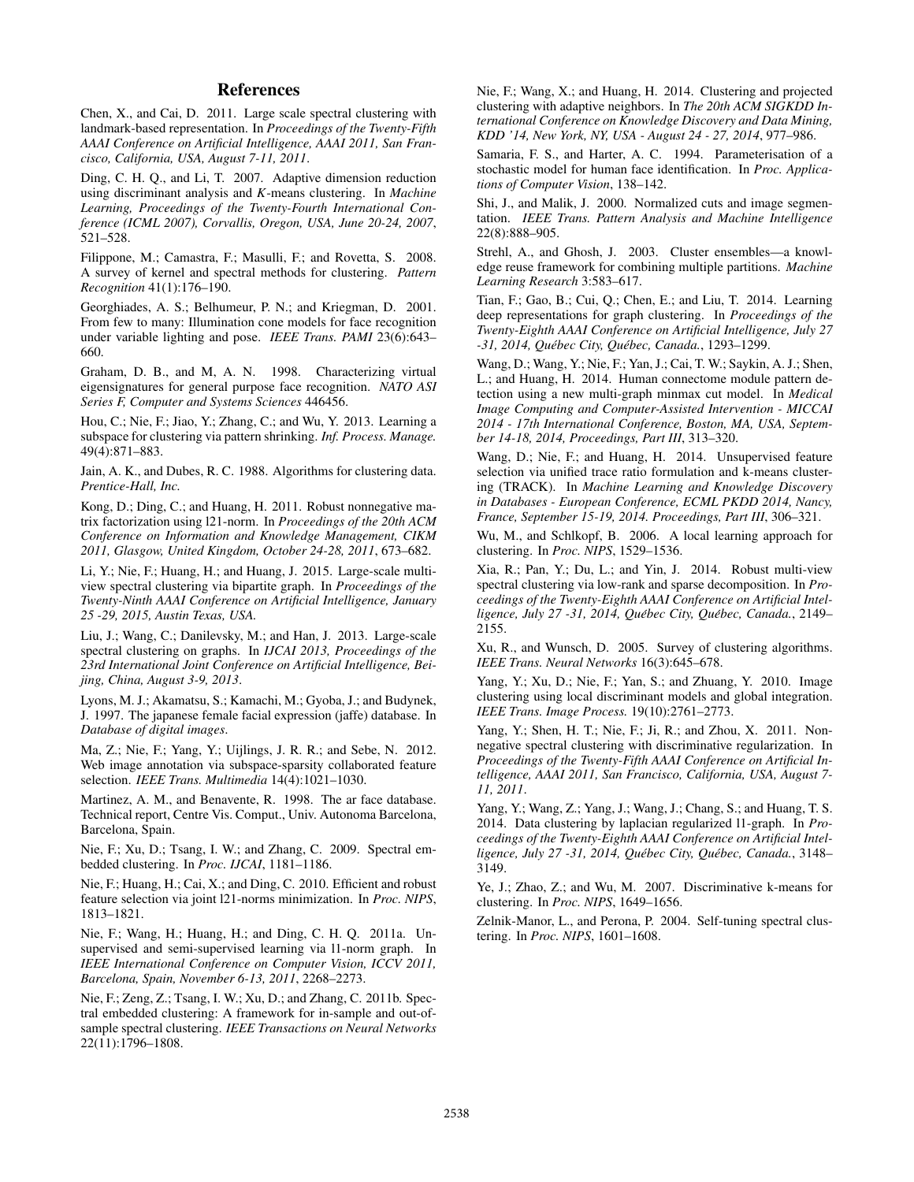## References

Chen, X., and Cai, D. 2011. Large scale spectral clustering with landmark-based representation. In *Proceedings of the Twenty-Fifth AAAI Conference on Artificial Intelligence, AAAI 2011, San Francisco, California, USA, August 7-11, 2011*.

Ding, C. H. Q., and Li, T. 2007. Adaptive dimension reduction using discriminant analysis and *K*-means clustering. In *Machine Learning, Proceedings of the Twenty-Fourth International Conference (ICML 2007), Corvallis, Oregon, USA, June 20-24, 2007*, 521–528.

Filippone, M.; Camastra, F.; Masulli, F.; and Rovetta, S. 2008. A survey of kernel and spectral methods for clustering. *Pattern Recognition* 41(1):176–190.

Georghiades, A. S.; Belhumeur, P. N.; and Kriegman, D. 2001. From few to many: Illumination cone models for face recognition under variable lighting and pose. *IEEE Trans. PAMI* 23(6):643–660.

Graham, D. B., and M, A. N. 1998. Characterizing virtual eigensignatures for general purpose face recognition. *NATO ASI Series F, Computer and Systems Sciences* 446456.

Hou, C.; Nie, F.; Jiao, Y.; Zhang, C.; and Wu, Y. 2013. Learning a subspace for clustering via pattern shrinking. *Inf. Process. Manage.* 49(4):871–883.

Jain, A. K., and Dubes, R. C. 1988. Algorithms for clustering data. *Prentice-Hall, Inc.*

Kong, D.; Ding, C.; and Huang, H. 2011. Robust nonnegative matrix factorization using l21-norm. In *Proceedings of the 20th ACM Conference on Information and Knowledge Management, CIKM 2011, Glasgow, United Kingdom, October 24-28, 2011*, 673–682.

Li, Y.; Nie, F.; Huang, H.; and Huang, J. 2015. Large-scale multi-view spectral clustering via bipartite graph. In *Proceedings of the Twenty-Ninth AAAI Conference on Artificial Intelligence, January 25 -29, 2015, Austin Texas, USA*.

Liu, J.; Wang, C.; Danilevsky, M.; and Han, J. 2013. Large-scale spectral clustering on graphs. In *IJCAI 2013, Proceedings of the 23rd International Joint Conference on Artificial Intelligence, Beijing, China, August 3-9, 2013*.

Lyons, M. J.; Akamatsu, S.; Kamachi, M.; Gyoba, J.; and Budynek, J. 1997. The japanese female facial expression (jaffe) database. In *Database of digital images*.

Ma, Z.; Nie, F.; Yang, Y.; Uijlings, J. R. R.; and Sebe, N. 2012. Web image annotation via subspace-sparsity collaborated feature selection. *IEEE Trans. Multimedia* 14(4):1021–1030.

Martinez, A. M., and Benavente, R. 1998. The ar face database. Technical report, Centre Vis. Comput., Univ. Autonoma Barcelona, Barcelona, Spain.

Nie, F.; Xu, D.; Tsang, I. W.; and Zhang, C. 2009. Spectral embedded clustering. In *Proc. IJCAI*, 1181–1186.

Nie, F.; Huang, H.; Cai, X.; and Ding, C. 2010. Efficient and robust feature selection via joint l21-norms minimization. In *Proc. NIPS*, 1813–1821.

Nie, F.; Wang, H.; Huang, H.; and Ding, C. H. Q. 2011a. Unsupervised and semi-supervised learning via l1-norm graph. In *IEEE International Conference on Computer Vision, ICCV 2011, Barcelona, Spain, November 6-13, 2011*, 2268–2273.

Nie, F.; Zeng, Z.; Tsang, I. W.; Xu, D.; and Zhang, C. 2011b. Spectral embedded clustering: A framework for in-sample and out-of-sample spectral clustering. *IEEE Transactions on Neural Networks* 22(11):1796–1808.

Nie, F.; Wang, X.; and Huang, H. 2014. Clustering and projected clustering with adaptive neighbors. In *The 20th ACM SIGKDD International Conference on Knowledge Discovery and Data Mining, KDD '14, New York, NY, USA - August 24 - 27, 2014*, 977–986.

Samaria, F. S., and Harter, A. C. 1994. Parameterisation of a stochastic model for human face identification. In *Proc. Applications of Computer Vision*, 138–142.

Shi, J., and Malik, J. 2000. Normalized cuts and image segmentation. *IEEE Trans. Pattern Analysis and Machine Intelligence* 22(8):888–905.

Strehl, A., and Ghosh, J. 2003. Cluster ensembles—a knowledge reuse framework for combining multiple partitions. *Machine Learning Research* 3:583–617.

Tian, F.; Gao, B.; Cui, Q.; Chen, E.; and Liu, T. 2014. Learning deep representations for graph clustering. In *Proceedings of the Twenty-Eighth AAAI Conference on Artificial Intelligence, July 27 -31, 2014, Québec City, Québec, Canada.*, 1293–1299.

Wang, D.; Wang, Y.; Nie, F.; Yan, J.; Cai, T. W.; Saykin, A. J.; Shen, L.; and Huang, H. 2014. Human connectome module pattern detection using a new multi-graph minmax cut model. In *Medical Image Computing and Computer-Assisted Intervention - MICCAI 2014 - 17th International Conference, Boston, MA, USA, September 14-18, 2014, Proceedings, Part III*, 313–320.

Wang, D.; Nie, F.; and Huang, H. 2014. Unsupervised feature selection via unified trace ratio formulation and k-means clustering (TRACK). In *Machine Learning and Knowledge Discovery in Databases - European Conference, ECML PKDD 2014, Nancy, France, September 15-19, 2014. Proceedings, Part III*, 306–321.

Wu, M., and Schlkopf, B. 2006. A local learning approach for clustering. In *Proc. NIPS*, 1529–1536.

Xia, R.; Pan, Y.; Du, L.; and Yin, J. 2014. Robust multi-view spectral clustering via low-rank and sparse decomposition. In *Proceedings of the Twenty-Eighth AAAI Conference on Artificial Intelligence, July 27 -31, 2014, Québec City, Québec, Canada.*, 2149–2155.

Xu, R., and Wunsch, D. 2005. Survey of clustering algorithms. *IEEE Trans. Neural Networks* 16(3):645–678.

Yang, Y.; Xu, D.; Nie, F.; Yan, S.; and Zhuang, Y. 2010. Image clustering using local discriminant models and global integration. *IEEE Trans. Image Process.* 19(10):2761–2773.

Yang, Y.; Shen, H. T.; Nie, F.; Ji, R.; and Zhou, X. 2011. Nonnegative spectral clustering with discriminative regularization. In *Proceedings of the Twenty-Fifth AAAI Conference on Artificial Intelligence, AAAI 2011, San Francisco, California, USA, August 7-11, 2011*.

Yang, Y.; Wang, Z.; Yang, J.; Wang, J.; Chang, S.; and Huang, T. S. 2014. Data clustering by laplacian regularized l1-graph. In *Proceedings of the Twenty-Eighth AAAI Conference on Artificial Intelligence, July 27 -31, 2014, Québec City, Québec, Canada.*, 3148–3149.

Ye, J.; Zhao, Z.; and Wu, M. 2007. Discriminative k-means for clustering. In *Proc. NIPS*, 1649–1656.

Zelnik-Manor, L., and Perona, P. 2004. Self-tuning spectral clustering. In *Proc. NIPS*, 1601–1608.